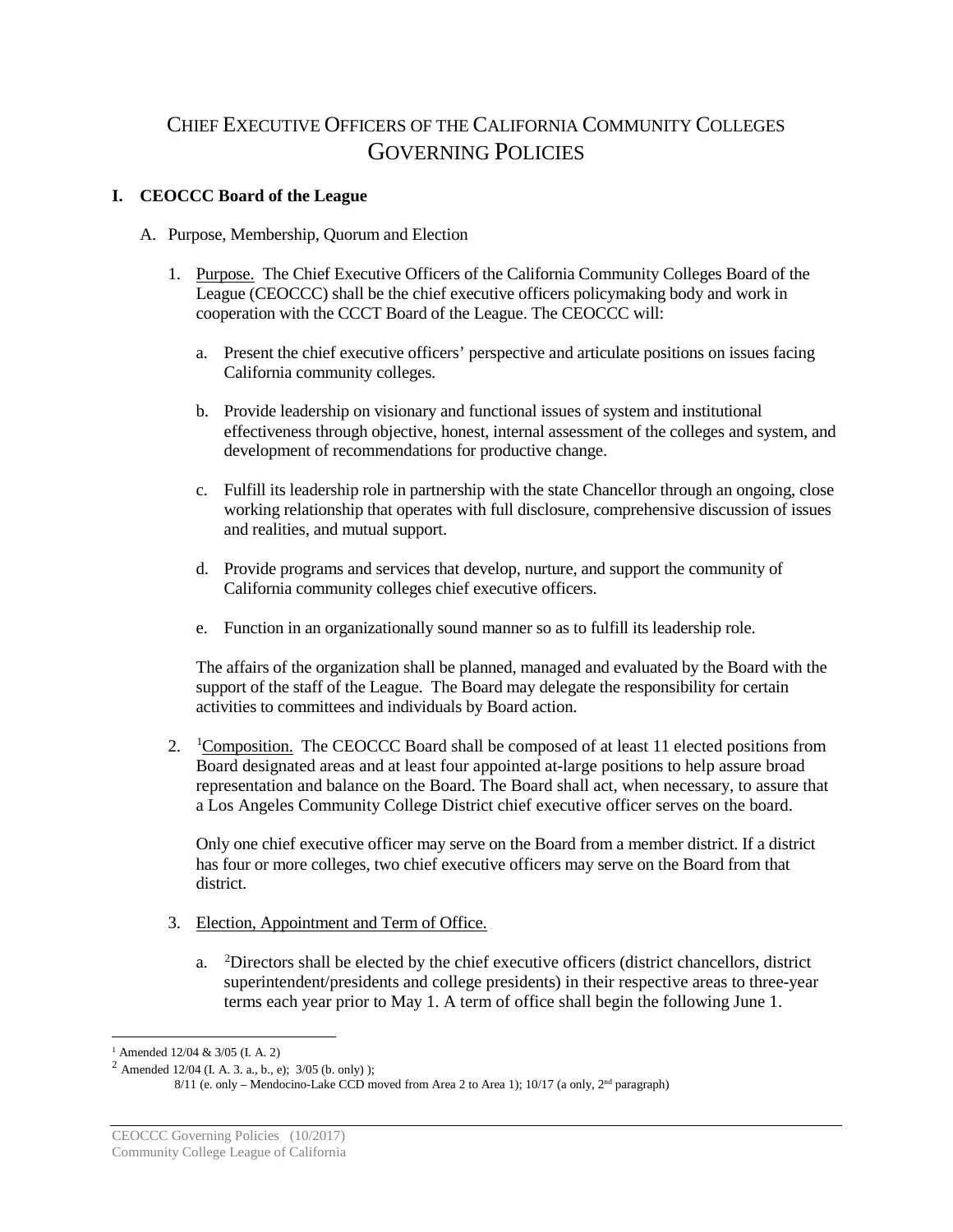# CHIEF EXECUTIVE OFFICERS OF THE CALIFORNIA COMMUNITY COLLEGES GOVERNING POLICIES

## I. CEOCCC Board of the League

### A. Purpose, Membership, Quorum and Election

1. Purpose. The Chief Executive Officers of the California Community Colleges Board of the League (CEOCCC) shall be the chief executive officers policymaking body and work in cooperation with the CCCT Board of the League. The CEOCCC will:

   a. Present the chief executive officers' perspective and articulate positions on issues facing California community colleges.

   b. Provide leadership on visionary and functional issues of system and institutional effectiveness through objective, honest, internal assessment of the colleges and system, and development of recommendations for productive change.

   c. Fulfill its leadership role in partnership with the state Chancellor through an ongoing, close working relationship that operates with full disclosure, comprehensive discussion of issues and realities, and mutual support.

   d. Provide programs and services that develop, nurture, and support the community of California community colleges chief executive officers.

   e. Function in an organizationally sound manner so as to fulfill its leadership role.

   The affairs of the organization shall be planned, managed and evaluated by the Board with the support of the staff of the League. The Board may delegate the responsibility for certain activities to committees and individuals by Board action.

2. [1]Composition. The CEOCCC Board shall be composed of at least 11 elected positions from Board designated areas and at least four appointed at-large positions to help assure broad representation and balance on the Board. The Board shall act, when necessary, to assure that a Los Angeles Community College District chief executive officer serves on the board.

   Only one chief executive officer may serve on the Board from a member district. If a district has four or more colleges, two chief executive officers may serve on the Board from that district.

3. Election, Appointment and Term of Office.

   a. [2]Directors shall be elected by the chief executive officers (district chancellors, district superintendent/presidents and college presidents) in their respective areas to three-year terms each year prior to May 1. A term of office shall begin the following June 1.

---

[1] Amended 12/04 & 3/05 (I. A. 2)

[2] Amended 12/04 (I. A. 3. a., b., e); 3/05 (b. only) ); 8/11 (e. only – Mendocino-Lake CCD moved from Area 2 to Area 1); 10/17 (a only, 2nd paragraph)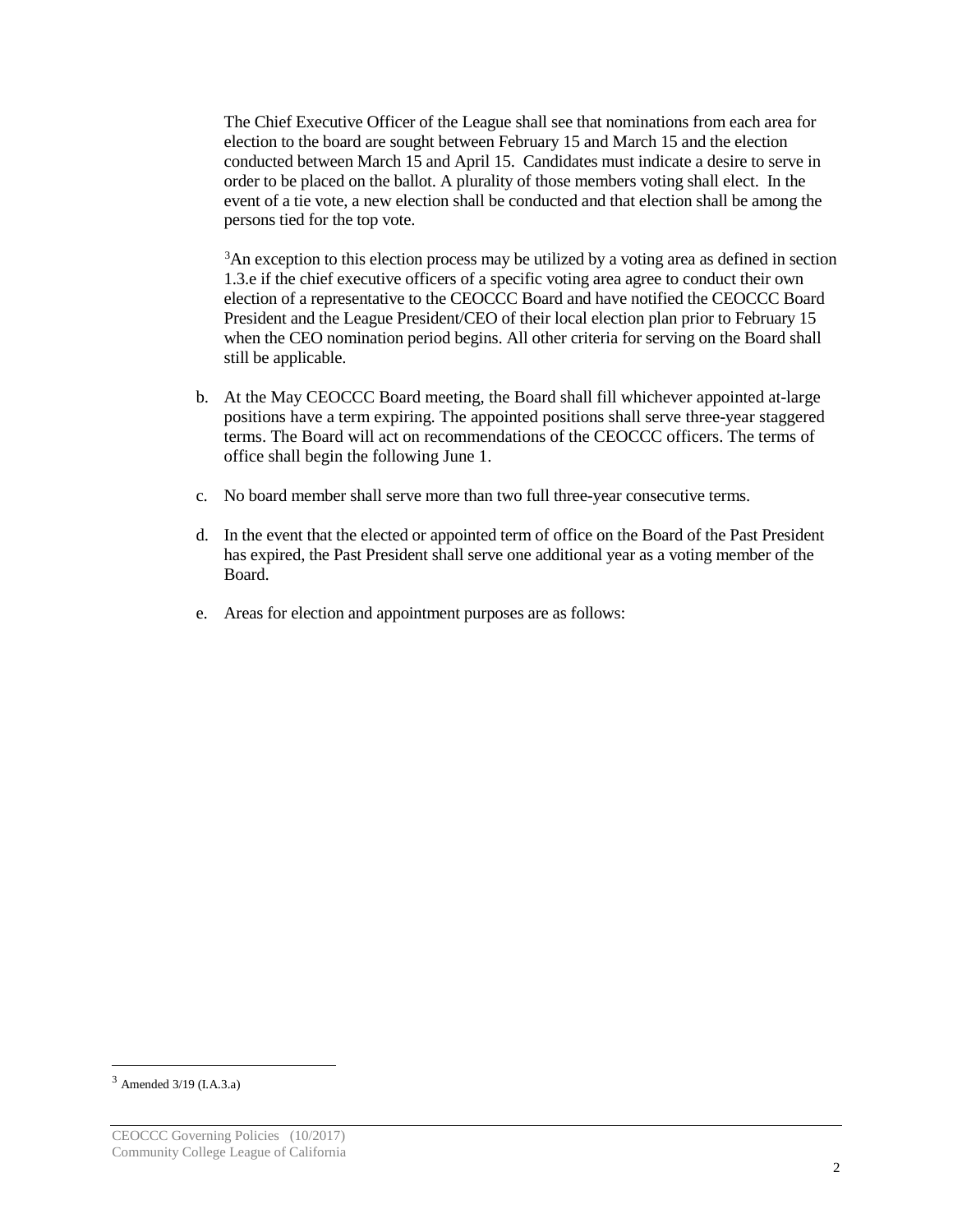The Chief Executive Officer of the League shall see that nominations from each area for election to the board are sought between February 15 and March 15 and the election conducted between March 15 and April 15. Candidates must indicate a desire to serve in order to be placed on the ballot. A plurality of those members voting shall elect. In the event of a tie vote, a new election shall be conducted and that election shall be among the persons tied for the top vote.

[3]An exception to this election process may be utilized by a voting area as defined in section 1.3.e if the chief executive officers of a specific voting area agree to conduct their own election of a representative to the CEOCCC Board and have notified the CEOCCC Board President and the League President/CEO of their local election plan prior to February 15 when the CEO nomination period begins. All other criteria for serving on the Board shall still be applicable.

b. At the May CEOCCC Board meeting, the Board shall fill whichever appointed at-large positions have a term expiring. The appointed positions shall serve three-year staggered terms. The Board will act on recommendations of the CEOCCC officers. The terms of office shall begin the following June 1.

c. No board member shall serve more than two full three-year consecutive terms.

d. In the event that the elected or appointed term of office on the Board of the Past President has expired, the Past President shall serve one additional year as a voting member of the Board.

e. Areas for election and appointment purposes are as follows:

---

[3] Amended 3/19 (I.A.3.a)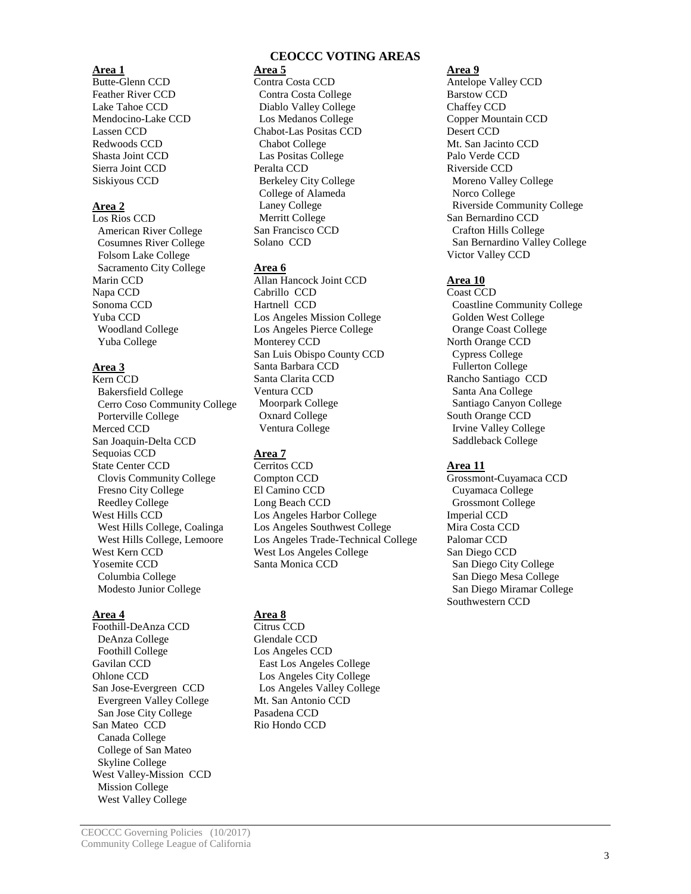# CEOCCC VOTING AREAS

**Area 1**

Butte-Glenn CCD
Feather River CCD
Lake Tahoe CCD
Mendocino-Lake CCD
Lassen CCD
Redwoods CCD
Shasta Joint CCD
Sierra Joint CCD
Siskiyous CCD

**Area 2**

Los Rios CCD
- American River College
- Cosumnes River College
- Folsom Lake College
- Sacramento City College

Marin CCD
Napa CCD
Sonoma CCD
Yuba CCD
- Woodland College
- Yuba College

**Area 3**

Kern CCD
- Bakersfield College
- Cerro Coso Community College
- Porterville College

Merced CCD
San Joaquin-Delta CCD
Sequoias CCD
State Center CCD
- Clovis Community College
- Fresno City College
- Reedley College

West Hills CCD
- West Hills College, Coalinga
- West Hills College, Lemoore

West Kern CCD
Yosemite CCD
- Columbia College
- Modesto Junior College

**Area 4**

Foothill-DeAnza CCD
- DeAnza College
- Foothill College

Gavilan CCD
Ohlone CCD
San Jose-Evergreen CCD
- Evergreen Valley College
- San Jose City College

San Mateo CCD
- Canada College
- College of San Mateo
- Skyline College

West Valley-Mission CCD
- Mission College
- West Valley College

**Area 5**

Contra Costa CCD
- Contra Costa College
- Diablo Valley College
- Los Medanos College

Chabot-Las Positas CCD
- Chabot College
- Las Positas College

Peralta CCD
- Berkeley City College
- College of Alameda
- Laney College
- Merritt College

San Francisco CCD
Solano CCD

**Area 6**

Allan Hancock Joint CCD
Cabrillo CCD
Hartnell CCD
Los Angeles Mission College
Los Angeles Pierce College
Monterey CCD
San Luis Obispo County CCD
Santa Barbara CCD
Santa Clarita CCD
Ventura CCD
- Moorpark College
- Oxnard College
- Ventura College

**Area 7**

Cerritos CCD
Compton CCD
El Camino CCD
Long Beach CCD
Los Angeles Harbor College
Los Angeles Southwest College
Los Angeles Trade-Technical College
West Los Angeles College
Santa Monica CCD

**Area 8**

Citrus CCD
Glendale CCD
Los Angeles CCD
- East Los Angeles College
- Los Angeles City College
- Los Angeles Valley College

Mt. San Antonio CCD
Pasadena CCD
Rio Hondo CCD

**Area 9**

Antelope Valley CCD
Barstow CCD
Chaffey CCD
Copper Mountain CCD
Desert CCD
Mt. San Jacinto CCD
Palo Verde CCD
Riverside CCD
- Moreno Valley College
- Norco College
- Riverside Community College

San Bernardino CCD
- Crafton Hills College
- San Bernardino Valley College

Victor Valley CCD

**Area 10**

Coast CCD
- Coastline Community College
- Golden West College
- Orange Coast College

North Orange CCD
- Cypress College
- Fullerton College

Rancho Santiago CCD
- Santa Ana College
- Santiago Canyon College

South Orange CCD
- Irvine Valley College
- Saddleback College

**Area 11**

Grossmont-Cuyamaca CCD
- Cuyamaca College
- Grossmont College

Imperial CCD
Mira Costa CCD
Palomar CCD
San Diego CCD
- San Diego City College
- San Diego Mesa College
- San Diego Miramar College

Southwestern CCD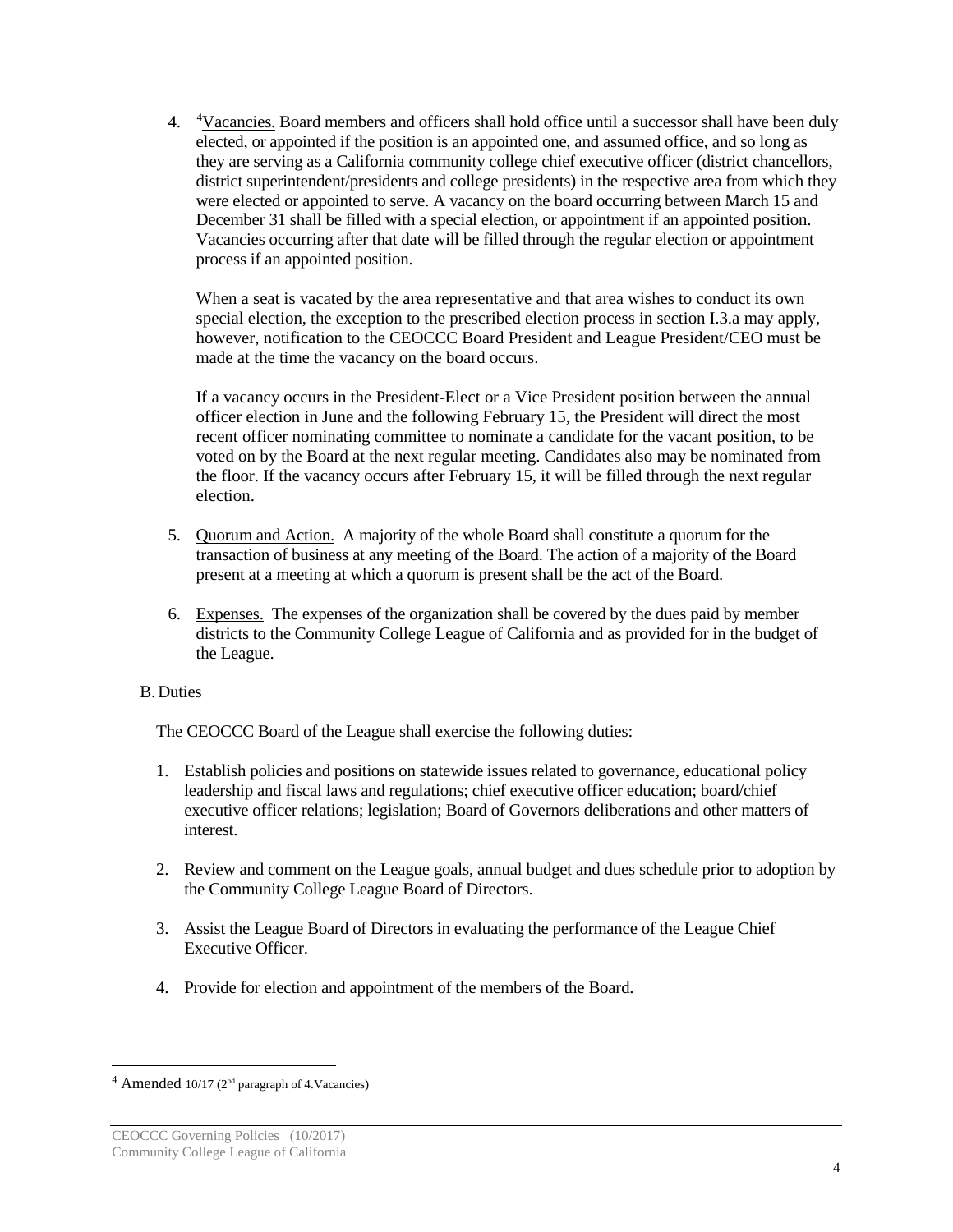4. [4]Vacancies. Board members and officers shall hold office until a successor shall have been duly elected, or appointed if the position is an appointed one, and assumed office, and so long as they are serving as a California community college chief executive officer (district chancellors, district superintendent/presidents and college presidents) in the respective area from which they were elected or appointed to serve. A vacancy on the board occurring between March 15 and December 31 shall be filled with a special election, or appointment if an appointed position. Vacancies occurring after that date will be filled through the regular election or appointment process if an appointed position.

   When a seat is vacated by the area representative and that area wishes to conduct its own special election, the exception to the prescribed election process in section I.3.a may apply, however, notification to the CEOCCC Board President and League President/CEO must be made at the time the vacancy on the board occurs.

   If a vacancy occurs in the President-Elect or a Vice President position between the annual officer election in June and the following February 15, the President will direct the most recent officer nominating committee to nominate a candidate for the vacant position, to be voted on by the Board at the next regular meeting. Candidates also may be nominated from the floor. If the vacancy occurs after February 15, it will be filled through the next regular election.

5. Quorum and Action. A majority of the whole Board shall constitute a quorum for the transaction of business at any meeting of the Board. The action of a majority of the Board present at a meeting at which a quorum is present shall be the act of the Board.

6. Expenses. The expenses of the organization shall be covered by the dues paid by member districts to the Community College League of California and as provided for in the budget of the League.

B. Duties

The CEOCCC Board of the League shall exercise the following duties:

1. Establish policies and positions on statewide issues related to governance, educational policy leadership and fiscal laws and regulations; chief executive officer education; board/chief executive officer relations; legislation; Board of Governors deliberations and other matters of interest.

2. Review and comment on the League goals, annual budget and dues schedule prior to adoption by the Community College League Board of Directors.

3. Assist the League Board of Directors in evaluating the performance of the League Chief Executive Officer.

4. Provide for election and appointment of the members of the Board.

---

[4] Amended 10/17 (2nd paragraph of 4.Vacancies)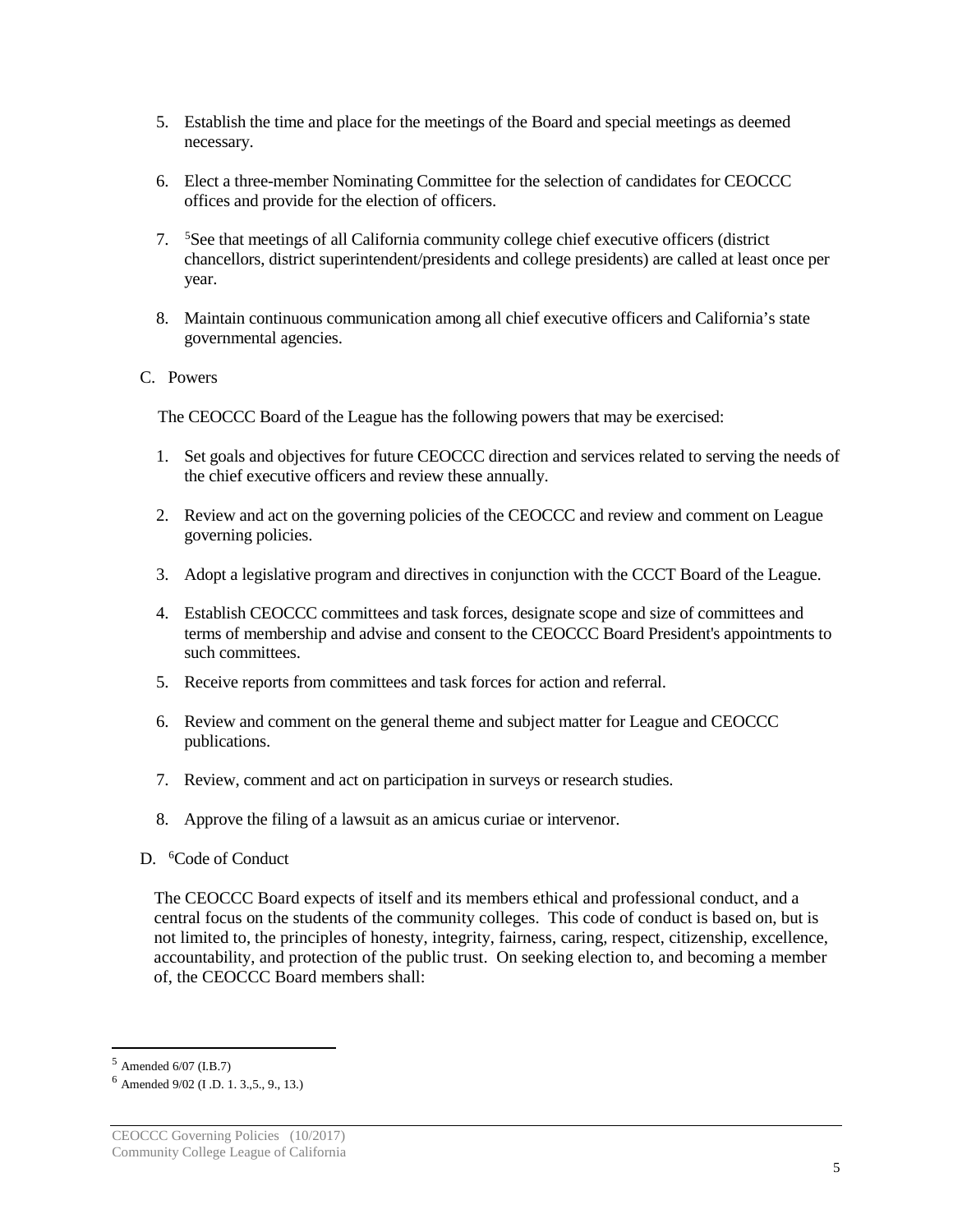5. Establish the time and place for the meetings of the Board and special meetings as deemed necessary.

6. Elect a three-member Nominating Committee for the selection of candidates for CEOCCC offices and provide for the election of officers.

7. [5]See that meetings of all California community college chief executive officers (district chancellors, district superintendent/presidents and college presidents) are called at least once per year.

8. Maintain continuous communication among all chief executive officers and California's state governmental agencies.

C. Powers

The CEOCCC Board of the League has the following powers that may be exercised:

1. Set goals and objectives for future CEOCCC direction and services related to serving the needs of the chief executive officers and review these annually.

2. Review and act on the governing policies of the CEOCCC and review and comment on League governing policies.

3. Adopt a legislative program and directives in conjunction with the CCCT Board of the League.

4. Establish CEOCCC committees and task forces, designate scope and size of committees and terms of membership and advise and consent to the CEOCCC Board President's appointments to such committees.

5. Receive reports from committees and task forces for action and referral.

6. Review and comment on the general theme and subject matter for League and CEOCCC publications.

7. Review, comment and act on participation in surveys or research studies.

8. Approve the filing of a lawsuit as an amicus curiae or intervenor.

D. [6]Code of Conduct

The CEOCCC Board expects of itself and its members ethical and professional conduct, and a central focus on the students of the community colleges. This code of conduct is based on, but is not limited to, the principles of honesty, integrity, fairness, caring, respect, citizenship, excellence, accountability, and protection of the public trust. On seeking election to, and becoming a member of, the CEOCCC Board members shall:

---

[5] Amended 6/07 (I.B.7)

[6] Amended 9/02 (I .D. 1. 3.,5., 9., 13.)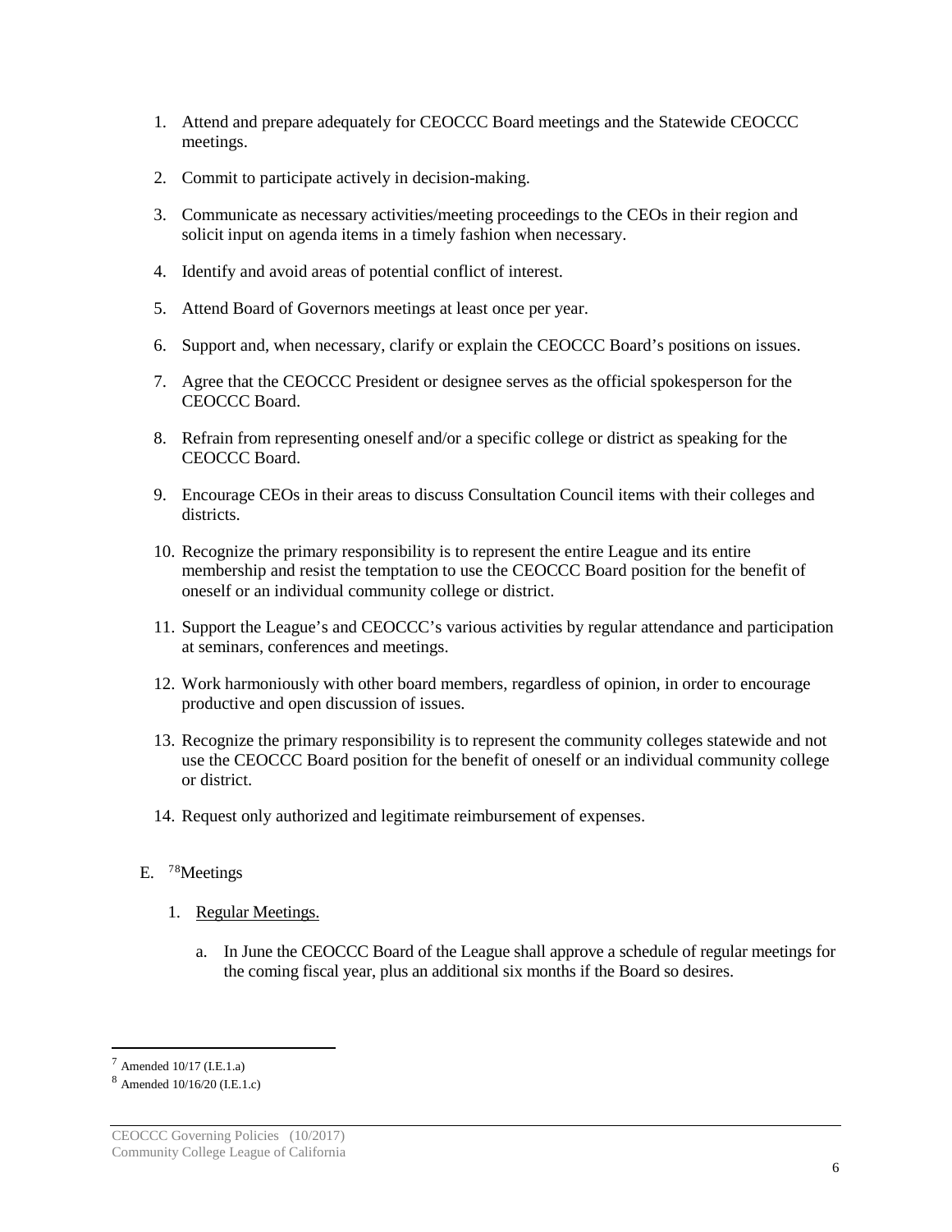1. Attend and prepare adequately for CEOCCC Board meetings and the Statewide CEOCCC meetings.
2. Commit to participate actively in decision-making.
3. Communicate as necessary activities/meeting proceedings to the CEOs in their region and solicit input on agenda items in a timely fashion when necessary.
4. Identify and avoid areas of potential conflict of interest.
5. Attend Board of Governors meetings at least once per year.
6. Support and, when necessary, clarify or explain the CEOCCC Board's positions on issues.
7. Agree that the CEOCCC President or designee serves as the official spokesperson for the CEOCCC Board.
8. Refrain from representing oneself and/or a specific college or district as speaking for the CEOCCC Board.
9. Encourage CEOs in their areas to discuss Consultation Council items with their colleges and districts.
10. Recognize the primary responsibility is to represent the entire League and its entire membership and resist the temptation to use the CEOCCC Board position for the benefit of oneself or an individual community college or district.
11. Support the League's and CEOCCC's various activities by regular attendance and participation at seminars, conferences and meetings.
12. Work harmoniously with other board members, regardless of opinion, in order to encourage productive and open discussion of issues.
13. Recognize the primary responsibility is to represent the community colleges statewide and not use the CEOCCC Board position for the benefit of oneself or an individual community college or district.
14. Request only authorized and legitimate reimbursement of expenses.

E. [7][8]Meetings

1. Regular Meetings.

    a. In June the CEOCCC Board of the League shall approve a schedule of regular meetings for the coming fiscal year, plus an additional six months if the Board so desires.

---

[7] Amended 10/17 (I.E.1.a)

[8] Amended 10/16/20 (I.E.1.c)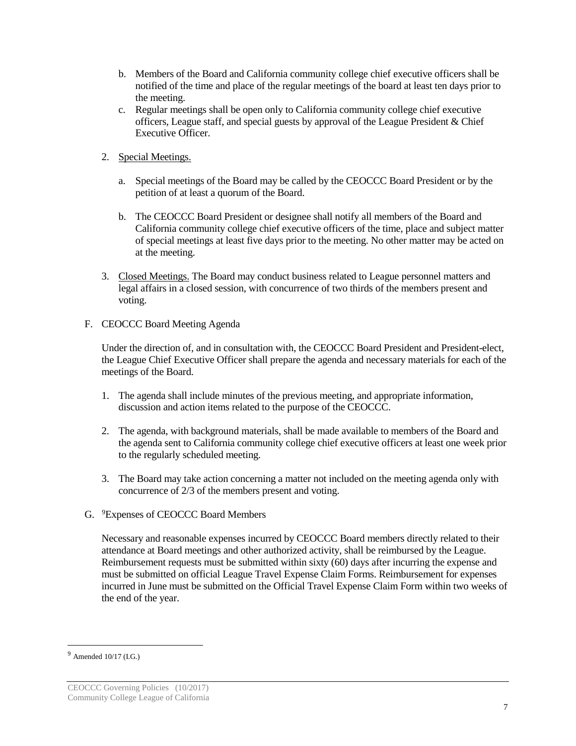b. Members of the Board and California community college chief executive officers shall be notified of the time and place of the regular meetings of the board at least ten days prior to the meeting.

c. Regular meetings shall be open only to California community college chief executive officers, League staff, and special guests by approval of the League President & Chief Executive Officer.

2. Special Meetings.

   a. Special meetings of the Board may be called by the CEOCCC Board President or by the petition of at least a quorum of the Board.

   b. The CEOCCC Board President or designee shall notify all members of the Board and California community college chief executive officers of the time, place and subject matter of special meetings at least five days prior to the meeting. No other matter may be acted on at the meeting.

3. Closed Meetings. The Board may conduct business related to League personnel matters and legal affairs in a closed session, with concurrence of two thirds of the members present and voting.

F. CEOCCC Board Meeting Agenda

Under the direction of, and in consultation with, the CEOCCC Board President and President-elect, the League Chief Executive Officer shall prepare the agenda and necessary materials for each of the meetings of the Board.

1. The agenda shall include minutes of the previous meeting, and appropriate information, discussion and action items related to the purpose of the CEOCCC.

2. The agenda, with background materials, shall be made available to members of the Board and the agenda sent to California community college chief executive officers at least one week prior to the regularly scheduled meeting.

3. The Board may take action concerning a matter not included on the meeting agenda only with concurrence of 2/3 of the members present and voting.

G. [9]Expenses of CEOCCC Board Members

Necessary and reasonable expenses incurred by CEOCCC Board members directly related to their attendance at Board meetings and other authorized activity, shall be reimbursed by the League. Reimbursement requests must be submitted within sixty (60) days after incurring the expense and must be submitted on official League Travel Expense Claim Forms. Reimbursement for expenses incurred in June must be submitted on the Official Travel Expense Claim Form within two weeks of the end of the year.

[9] Amended 10/17 (I.G.)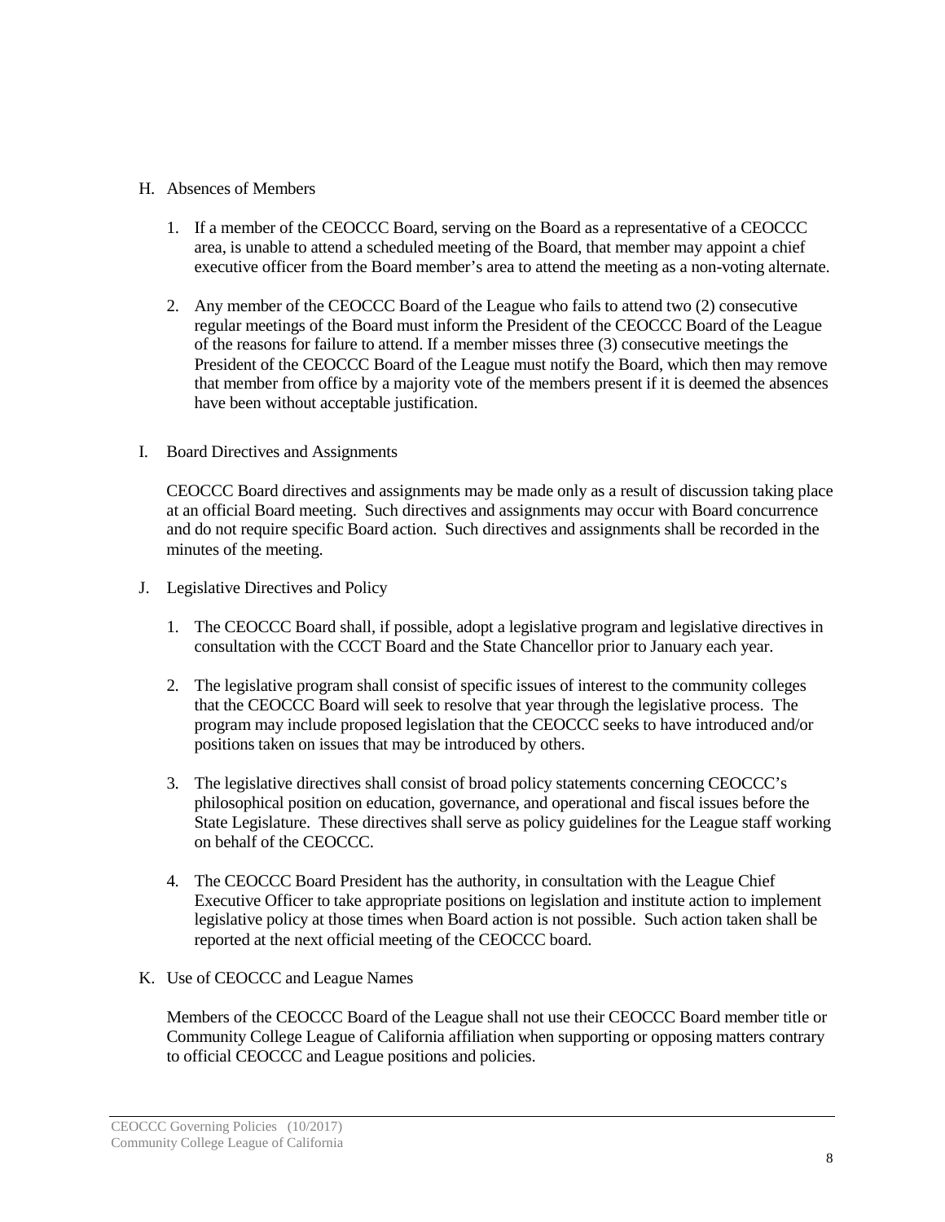H. Absences of Members

1. If a member of the CEOCCC Board, serving on the Board as a representative of a CEOCCC area, is unable to attend a scheduled meeting of the Board, that member may appoint a chief executive officer from the Board member's area to attend the meeting as a non-voting alternate.

2. Any member of the CEOCCC Board of the League who fails to attend two (2) consecutive regular meetings of the Board must inform the President of the CEOCCC Board of the League of the reasons for failure to attend. If a member misses three (3) consecutive meetings the President of the CEOCCC Board of the League must notify the Board, which then may remove that member from office by a majority vote of the members present if it is deemed the absences have been without acceptable justification.

I. Board Directives and Assignments

CEOCCC Board directives and assignments may be made only as a result of discussion taking place at an official Board meeting. Such directives and assignments may occur with Board concurrence and do not require specific Board action. Such directives and assignments shall be recorded in the minutes of the meeting.

J. Legislative Directives and Policy

1. The CEOCCC Board shall, if possible, adopt a legislative program and legislative directives in consultation with the CCCT Board and the State Chancellor prior to January each year.

2. The legislative program shall consist of specific issues of interest to the community colleges that the CEOCCC Board will seek to resolve that year through the legislative process. The program may include proposed legislation that the CEOCCC seeks to have introduced and/or positions taken on issues that may be introduced by others.

3. The legislative directives shall consist of broad policy statements concerning CEOCCC's philosophical position on education, governance, and operational and fiscal issues before the State Legislature. These directives shall serve as policy guidelines for the League staff working on behalf of the CEOCCC.

4. The CEOCCC Board President has the authority, in consultation with the League Chief Executive Officer to take appropriate positions on legislation and institute action to implement legislative policy at those times when Board action is not possible. Such action taken shall be reported at the next official meeting of the CEOCCC board.

K. Use of CEOCCC and League Names

Members of the CEOCCC Board of the League shall not use their CEOCCC Board member title or Community College League of California affiliation when supporting or opposing matters contrary to official CEOCCC and League positions and policies.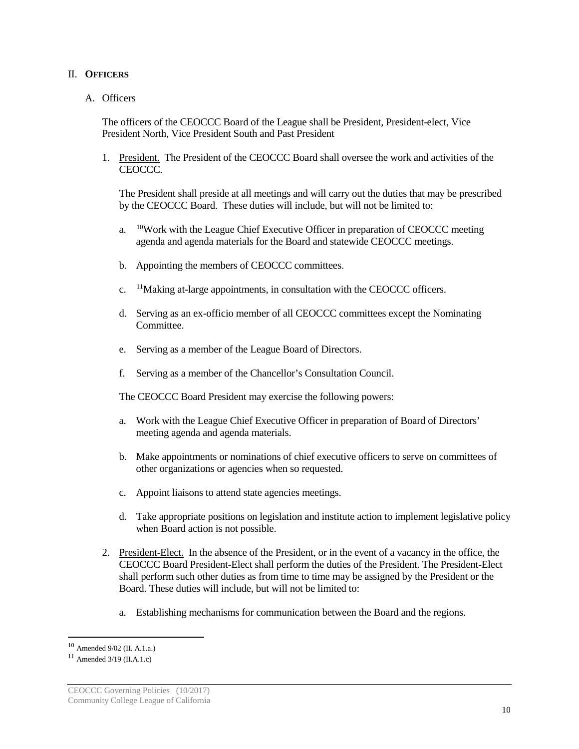## II. **OFFICERS**

A. Officers

The officers of the CEOCCC Board of the League shall be President, President-elect, Vice President North, Vice President South and Past President

1. President. The President of the CEOCCC Board shall oversee the work and activities of the CEOCCC.

   The President shall preside at all meetings and will carry out the duties that may be prescribed by the CEOCCC Board. These duties will include, but will not be limited to:

   a. [10]Work with the League Chief Executive Officer in preparation of CEOCCC meeting agenda and agenda materials for the Board and statewide CEOCCC meetings.

   b. Appointing the members of CEOCCC committees.

   c. [11]Making at-large appointments, in consultation with the CEOCCC officers.

   d. Serving as an ex-officio member of all CEOCCC committees except the Nominating Committee.

   e. Serving as a member of the League Board of Directors.

   f. Serving as a member of the Chancellor's Consultation Council.

   The CEOCCC Board President may exercise the following powers:

   a. Work with the League Chief Executive Officer in preparation of Board of Directors' meeting agenda and agenda materials.

   b. Make appointments or nominations of chief executive officers to serve on committees of other organizations or agencies when so requested.

   c. Appoint liaisons to attend state agencies meetings.

   d. Take appropriate positions on legislation and institute action to implement legislative policy when Board action is not possible.

2. President-Elect. In the absence of the President, or in the event of a vacancy in the office, the CEOCCC Board President-Elect shall perform the duties of the President. The President-Elect shall perform such other duties as from time to time may be assigned by the President or the Board. These duties will include, but will not be limited to:

   a. Establishing mechanisms for communication between the Board and the regions.

---

[10] Amended 9/02 (II. A.1.a.)

[11] Amended 3/19 (II.A.1.c)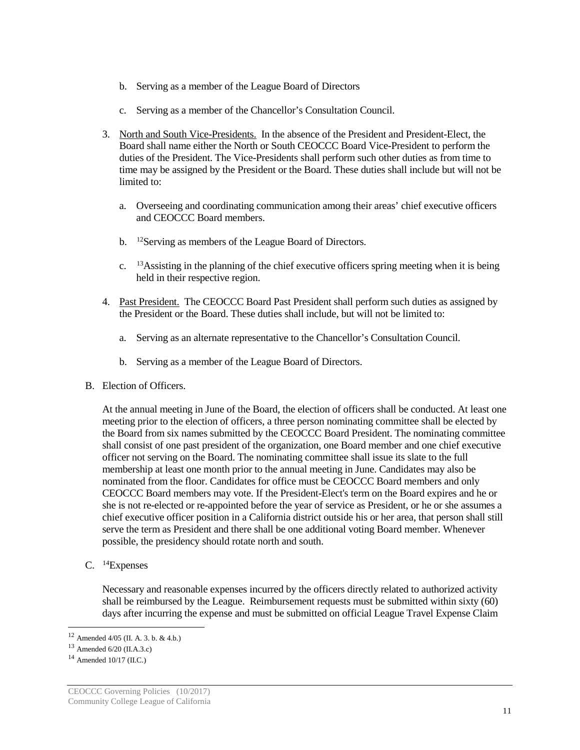b. Serving as a member of the League Board of Directors

c. Serving as a member of the Chancellor's Consultation Council.

3. North and South Vice-Presidents. In the absence of the President and President-Elect, the Board shall name either the North or South CEOCCC Board Vice-President to perform the duties of the President. The Vice-Presidents shall perform such other duties as from time to time may be assigned by the President or the Board. These duties shall include but will not be limited to:

   a. Overseeing and coordinating communication among their areas' chief executive officers and CEOCCC Board members.

   b. [12]Serving as members of the League Board of Directors.

   c. [13]Assisting in the planning of the chief executive officers spring meeting when it is being held in their respective region.

4. Past President. The CEOCCC Board Past President shall perform such duties as assigned by the President or the Board. These duties shall include, but will not be limited to:

   a. Serving as an alternate representative to the Chancellor's Consultation Council.

   b. Serving as a member of the League Board of Directors.

B. Election of Officers.

At the annual meeting in June of the Board, the election of officers shall be conducted. At least one meeting prior to the election of officers, a three person nominating committee shall be elected by the Board from six names submitted by the CEOCCC Board President. The nominating committee shall consist of one past president of the organization, one Board member and one chief executive officer not serving on the Board. The nominating committee shall issue its slate to the full membership at least one month prior to the annual meeting in June. Candidates may also be nominated from the floor. Candidates for office must be CEOCCC Board members and only CEOCCC Board members may vote. If the President-Elect's term on the Board expires and he or she is not re-elected or re-appointed before the year of service as President, or he or she assumes a chief executive officer position in a California district outside his or her area, that person shall still serve the term as President and there shall be one additional voting Board member. Whenever possible, the presidency should rotate north and south.

C. [14]Expenses

Necessary and reasonable expenses incurred by the officers directly related to authorized activity shall be reimbursed by the League. Reimbursement requests must be submitted within sixty (60) days after incurring the expense and must be submitted on official League Travel Expense Claim

---

[12] Amended 4/05 (II. A. 3. b. & 4.b.)

[13] Amended 6/20 (II.A.3.c)

[14] Amended 10/17 (II.C.)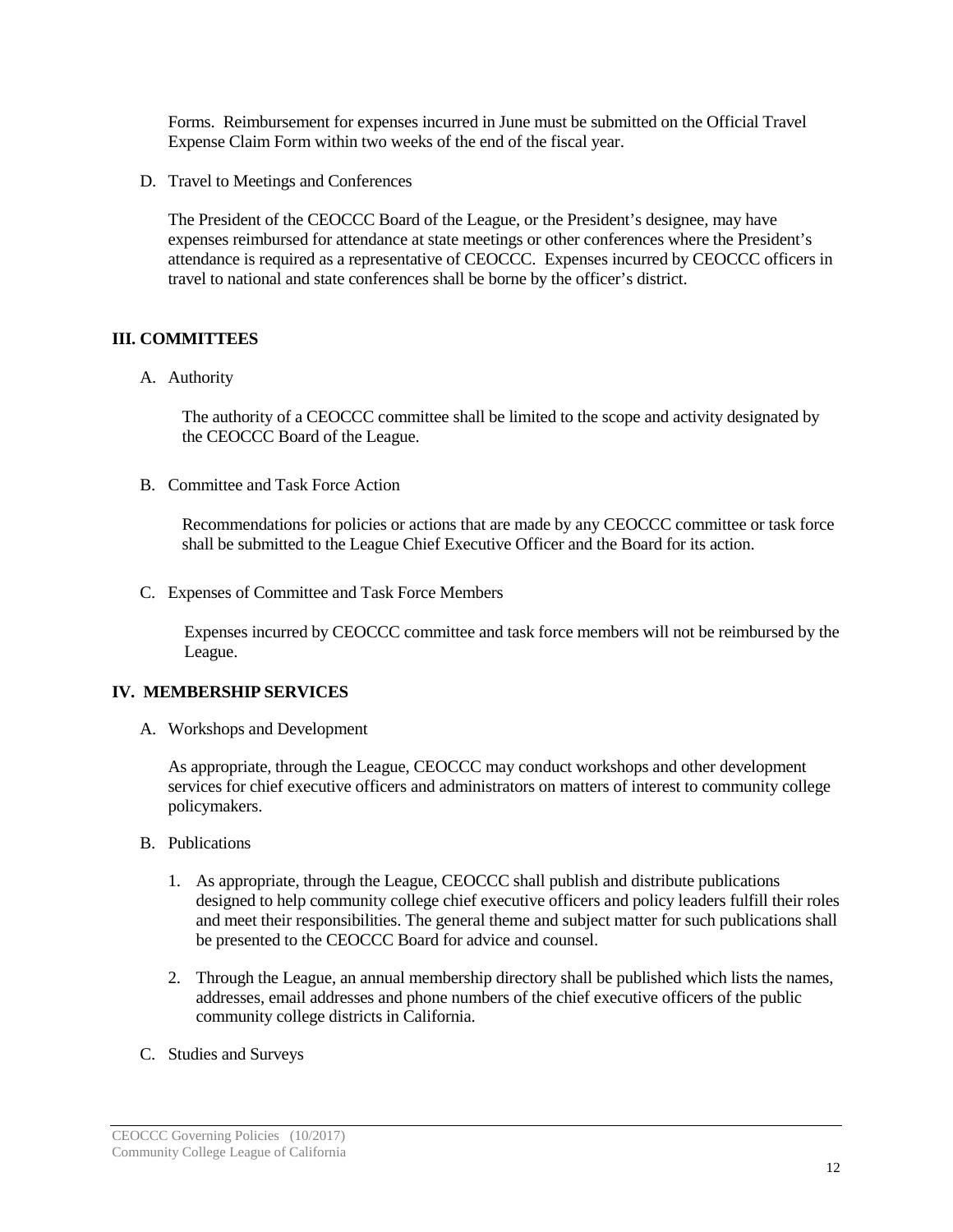Forms. Reimbursement for expenses incurred in June must be submitted on the Official Travel Expense Claim Form within two weeks of the end of the fiscal year.

D. Travel to Meetings and Conferences

The President of the CEOCCC Board of the League, or the President's designee, may have expenses reimbursed for attendance at state meetings or other conferences where the President's attendance is required as a representative of CEOCCC. Expenses incurred by CEOCCC officers in travel to national and state conferences shall be borne by the officer's district.

## III. COMMITTEES

A. Authority

The authority of a CEOCCC committee shall be limited to the scope and activity designated by the CEOCCC Board of the League.

B. Committee and Task Force Action

Recommendations for policies or actions that are made by any CEOCCC committee or task force shall be submitted to the League Chief Executive Officer and the Board for its action.

C. Expenses of Committee and Task Force Members

Expenses incurred by CEOCCC committee and task force members will not be reimbursed by the League.

## IV. MEMBERSHIP SERVICES

A. Workshops and Development

As appropriate, through the League, CEOCCC may conduct workshops and other development services for chief executive officers and administrators on matters of interest to community college policymakers.

B. Publications

1. As appropriate, through the League, CEOCCC shall publish and distribute publications designed to help community college chief executive officers and policy leaders fulfill their roles and meet their responsibilities. The general theme and subject matter for such publications shall be presented to the CEOCCC Board for advice and counsel.

2. Through the League, an annual membership directory shall be published which lists the names, addresses, email addresses and phone numbers of the chief executive officers of the public community college districts in California.

C. Studies and Surveys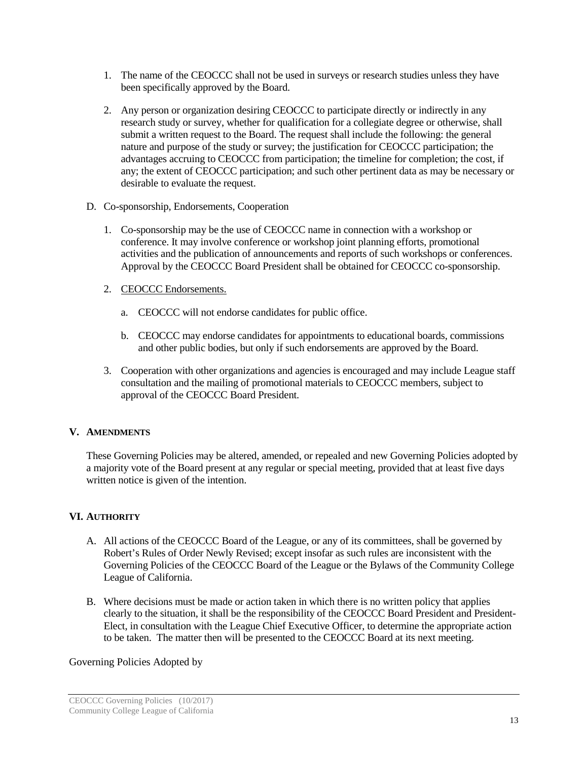1. The name of the CEOCCC shall not be used in surveys or research studies unless they have been specifically approved by the Board.

2. Any person or organization desiring CEOCCC to participate directly or indirectly in any research study or survey, whether for qualification for a collegiate degree or otherwise, shall submit a written request to the Board. The request shall include the following: the general nature and purpose of the study or survey; the justification for CEOCCC participation; the advantages accruing to CEOCCC from participation; the timeline for completion; the cost, if any; the extent of CEOCCC participation; and such other pertinent data as may be necessary or desirable to evaluate the request.

D. Co-sponsorship, Endorsements, Cooperation

1. Co-sponsorship may be the use of CEOCCC name in connection with a workshop or conference. It may involve conference or workshop joint planning efforts, promotional activities and the publication of announcements and reports of such workshops or conferences. Approval by the CEOCCC Board President shall be obtained for CEOCCC co-sponsorship.

2. CEOCCC Endorsements.

   a. CEOCCC will not endorse candidates for public office.

   b. CEOCCC may endorse candidates for appointments to educational boards, commissions and other public bodies, but only if such endorsements are approved by the Board.

3. Cooperation with other organizations and agencies is encouraged and may include League staff consultation and the mailing of promotional materials to CEOCCC members, subject to approval of the CEOCCC Board President.

## V. AMENDMENTS

These Governing Policies may be altered, amended, or repealed and new Governing Policies adopted by a majority vote of the Board present at any regular or special meeting, provided that at least five days written notice is given of the intention.

## VI. AUTHORITY

A. All actions of the CEOCCC Board of the League, or any of its committees, shall be governed by Robert's Rules of Order Newly Revised; except insofar as such rules are inconsistent with the Governing Policies of the CEOCCC Board of the League or the Bylaws of the Community College League of California.

B. Where decisions must be made or action taken in which there is no written policy that applies clearly to the situation, it shall be the responsibility of the CEOCCC Board President and President-Elect, in consultation with the League Chief Executive Officer, to determine the appropriate action to be taken. The matter then will be presented to the CEOCCC Board at its next meeting.

Governing Policies Adopted by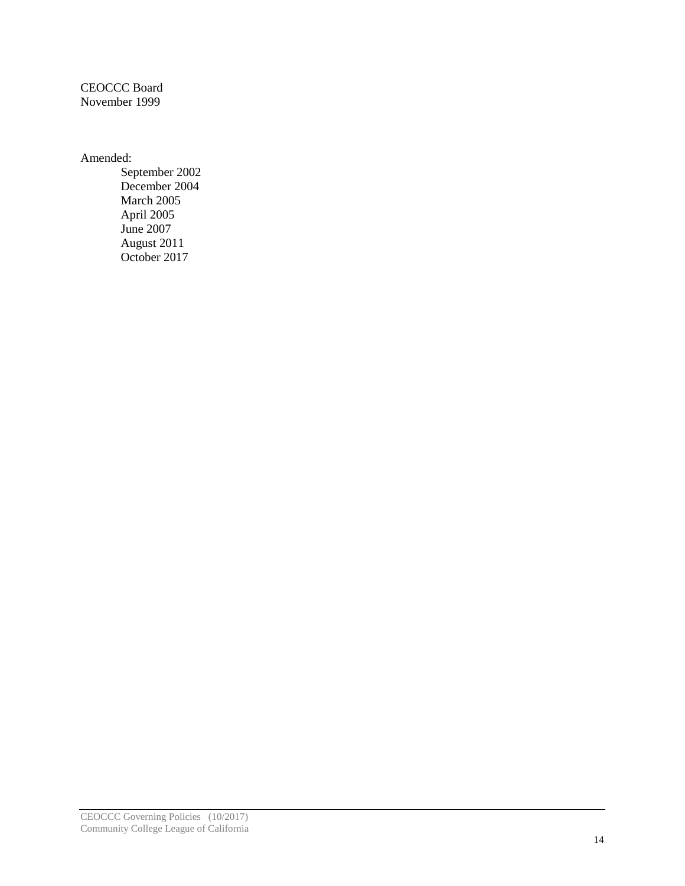CEOCCC Board
November 1999

Amended:

- September 2002
- December 2004
- March 2005
- April 2005
- June 2007
- August 2011
- October 2017